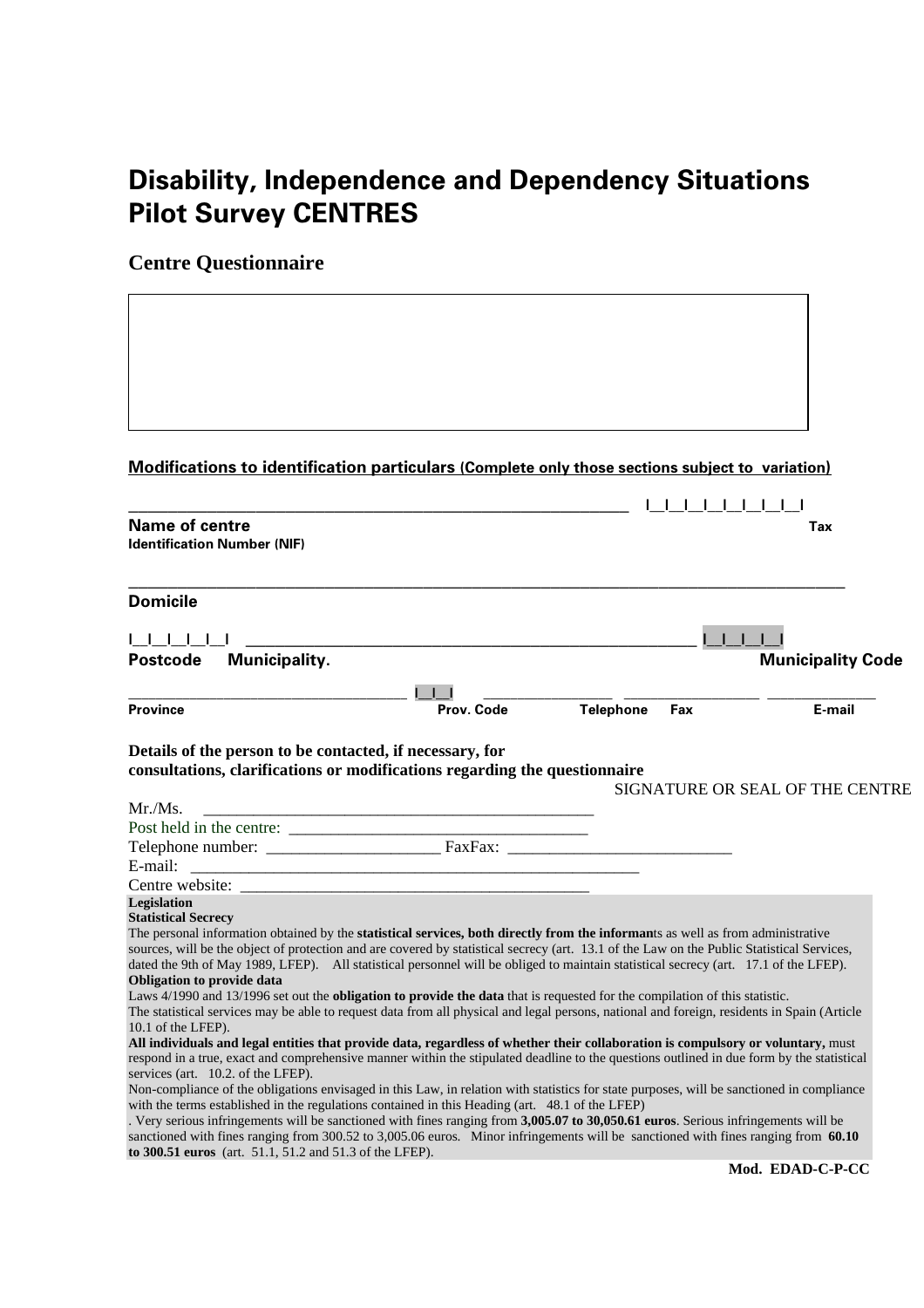# Disability, Independence and Dependency Situations Pilot Survey CENTRES

## Centre Questionnaire

**Modifications to identification particulars (Complete only those sections subject to variation)**

_______________________________________________ |__|__|__|__|__|__|__|__|__|

**Name of centre** **Tax Identification Number (NIF)**

_______________________________________________________________________

**Domicile**

|__|__|__|__|__| _______________________________________________ |__|__|__|__|

**Postcode** **Municipality.** **Municipality Code**

_____________________________ |__|__| ______________ _______________ ____________

**Province** **Prov. Code** **Telephone** **Fax** **E-mail**

**Details of the person to be contacted, if necessary, for consultations, clarifications or modifications regarding the questionnaire**

SIGNATURE OR SEAL OF THE CENTRE

Mr./Ms. ________________________________________

Post held in the centre: ________________________________

Telephone number: __________________ FaxFax: _______________________

E-mail: ________________________________________________

Centre website: ______________________________________

**Legislation**

**Statistical Secrecy**

The personal information obtained by the **statistical services, both directly from the informan**ts as well as from administrative sources, will be the object of protection and are covered by statistical secrecy (art. 13.1 of the Law on the Public Statistical Services, dated the 9th of May 1989, LFEP). All statistical personnel will be obliged to maintain statistical secrecy (art. 17.1 of the LFEP).

**Obligation to provide data**

Laws 4/1990 and 13/1996 set out the **obligation to provide the data** that is requested for the compilation of this statistic.

The statistical services may be able to request data from all physical and legal persons, national and foreign, residents in Spain (Article 10.1 of the LFEP).

**All individuals and legal entities that provide data, regardless of whether their collaboration is compulsory or voluntary,** must respond in a true, exact and comprehensive manner within the stipulated deadline to the questions outlined in due form by the statistical services (art. 10.2. of the LFEP).

Non-compliance of the obligations envisaged in this Law, in relation with statistics for state purposes, will be sanctioned in compliance with the terms established in the regulations contained in this Heading (art. 48.1 of the LFEP)

. Very serious infringements will be sanctioned with fines ranging from **3,005.07 to 30,050.61 euros**. Serious infringements will be sanctioned with fines ranging from 300.52 to 3,005.06 euros. Minor infringements will be sanctioned with fines ranging from **60.10 to 300.51 euros** (art. 51.1, 51.2 and 51.3 of the LFEP).

**Mod. EDAD-C-P-CC**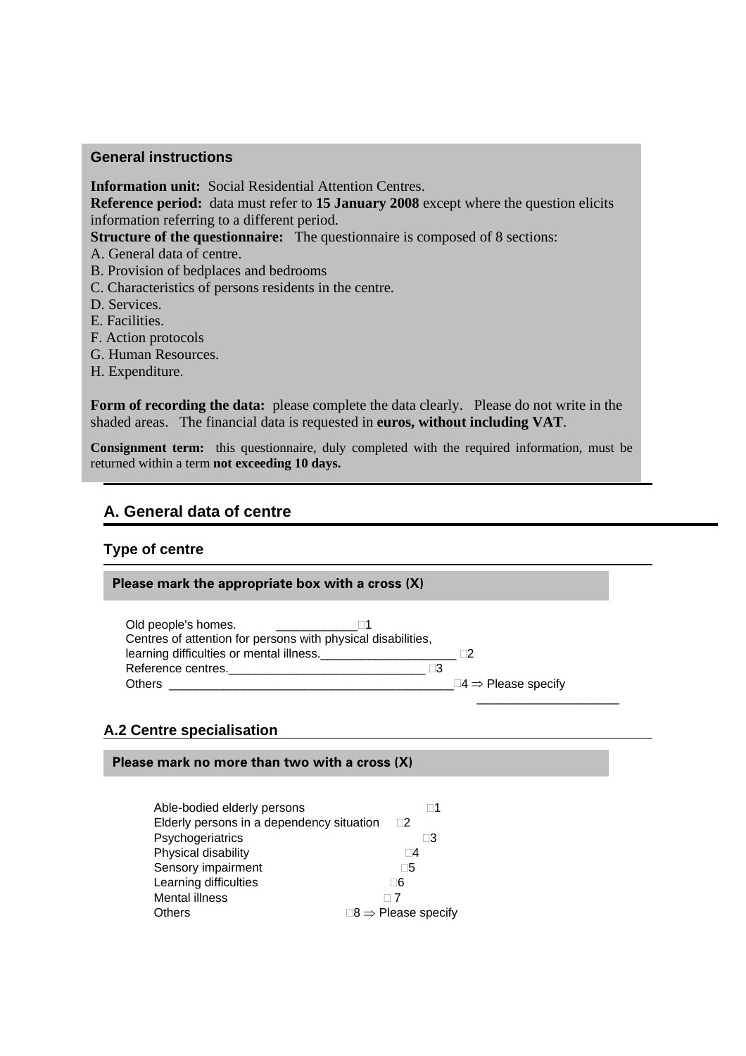**General instructions**

**Information unit:** Social Residential Attention Centres.
**Reference period:** data must refer to **15 January 2008** except where the question elicits information referring to a different period.
**Structure of the questionnaire:** The questionnaire is composed of 8 sections:

A. General data of centre.
B. Provision of bedplaces and bedrooms
C. Characteristics of persons residents in the centre.
D. Services.
E. Facilities.
F. Action protocols
G. Human Resources.
H. Expenditure.

**Form of recording the data:** please complete the data clearly. Please do not write in the shaded areas. The financial data is requested in **euros, without including VAT**.

**Consignment term:** this questionnaire, duly completed with the required information, must be returned within a term **not exceeding 10 days.**

## A. General data of centre

### Type of centre

**Please mark the appropriate box with a cross (X)**

Old people's homes. ____________ □1
Centres of attention for persons with physical disabilities, learning difficulties or mental illness.____________________ □2
Reference centres._____________________________ □3
Others __________________________________________□4 ⇒ Please specify _____________________

### A.2 Centre specialisation

**Please mark no more than two with a cross (X)**

Able-bodied elderly persons □1
Elderly persons in a dependency situation □2
Psychogeriatrics □3
Physical disability □4
Sensory impairment □5
Learning difficulties □6
Mental illness □ 7
Others □8 ⇒ Please specify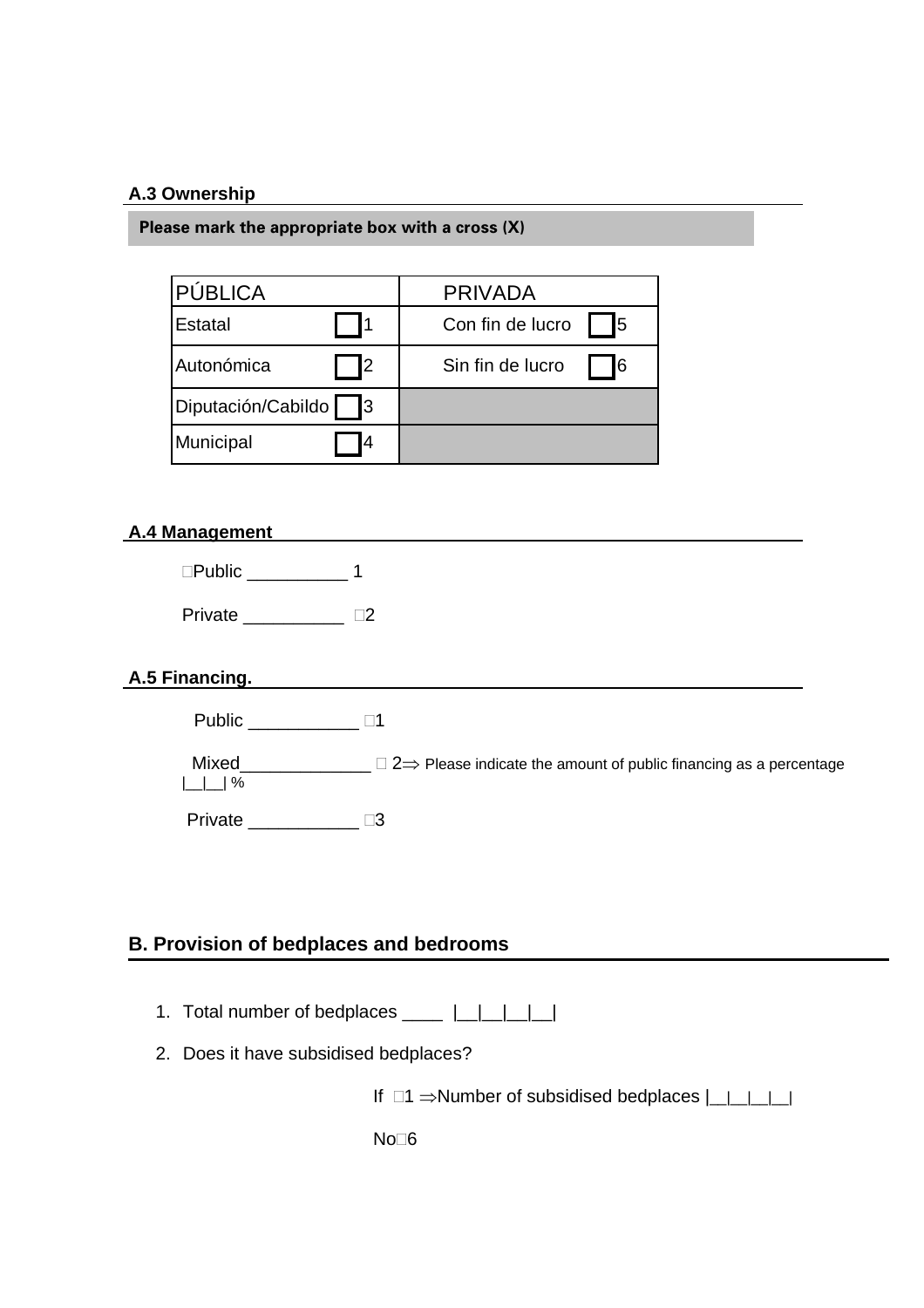### A.3 Ownership

**Please mark the appropriate box with a cross (X)**

| PÚBLICA | | PRIVADA | |
|---|---|---|---|
| Estatal | ☐ 1 | Con fin de lucro | ☐ 5 |
| Autonómica | ☐ 2 | Sin fin de lucro | ☐ 6 |
| Diputación/Cabildo | ☐ 3 | | |
| Municipal | ☐ 4 | | |

### A.4 Management

□Public __________ 1

Private __________ □2

### A.5 Financing.

Public ___________ □1

Mixed_____________ □ 2⇒ Please indicate the amount of public financing as a percentage |__|__| %

Private ___________ □3

## B. Provision of bedplaces and bedrooms

1. Total number of bedplaces ____ |__|__|__|__|
2. Does it have subsidised bedplaces?

   If □1 ⇒Number of subsidised bedplaces |__|__|__|__|

   No□6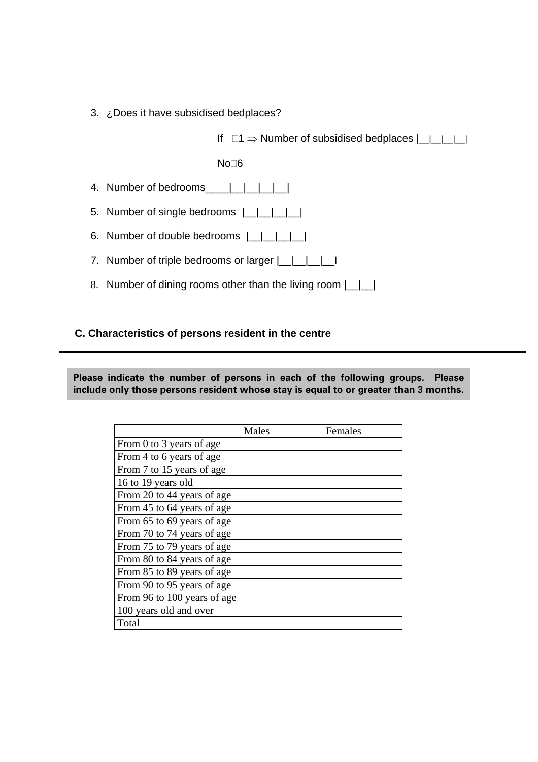3. ¿Does it have subsidised bedplaces?

   If □1 ⇒ Number of subsidised bedplaces |__|__|__|__|

   No□6

4. Number of bedrooms____|__|__|__|__|

5. Number of single bedrooms |__|__|__|__|

6. Number of double bedrooms |__|__|__|__|

7. Number of triple bedrooms or larger |__|__|__|__I

8. Number of dining rooms other than the living room |__|__|

## C. Characteristics of persons resident in the centre

**Please indicate the number of persons in each of the following groups. Please include only those persons resident whose stay is equal to or greater than 3 months.**

| | Males | Females |
|---|---|---|
| From 0 to 3 years of age | | |
| From 4 to 6 years of age | | |
| From 7 to 15 years of age | | |
| 16 to 19 years old | | |
| From 20 to 44 years of age | | |
| From 45 to 64 years of age | | |
| From 65 to 69 years of age | | |
| From 70 to 74 years of age | | |
| From 75 to 79 years of age | | |
| From 80 to 84 years of age | | |
| From 85 to 89 years of age | | |
| From 90 to 95 years of age | | |
| From 96 to 100 years of age | | |
| 100 years old and over | | |
| Total | | |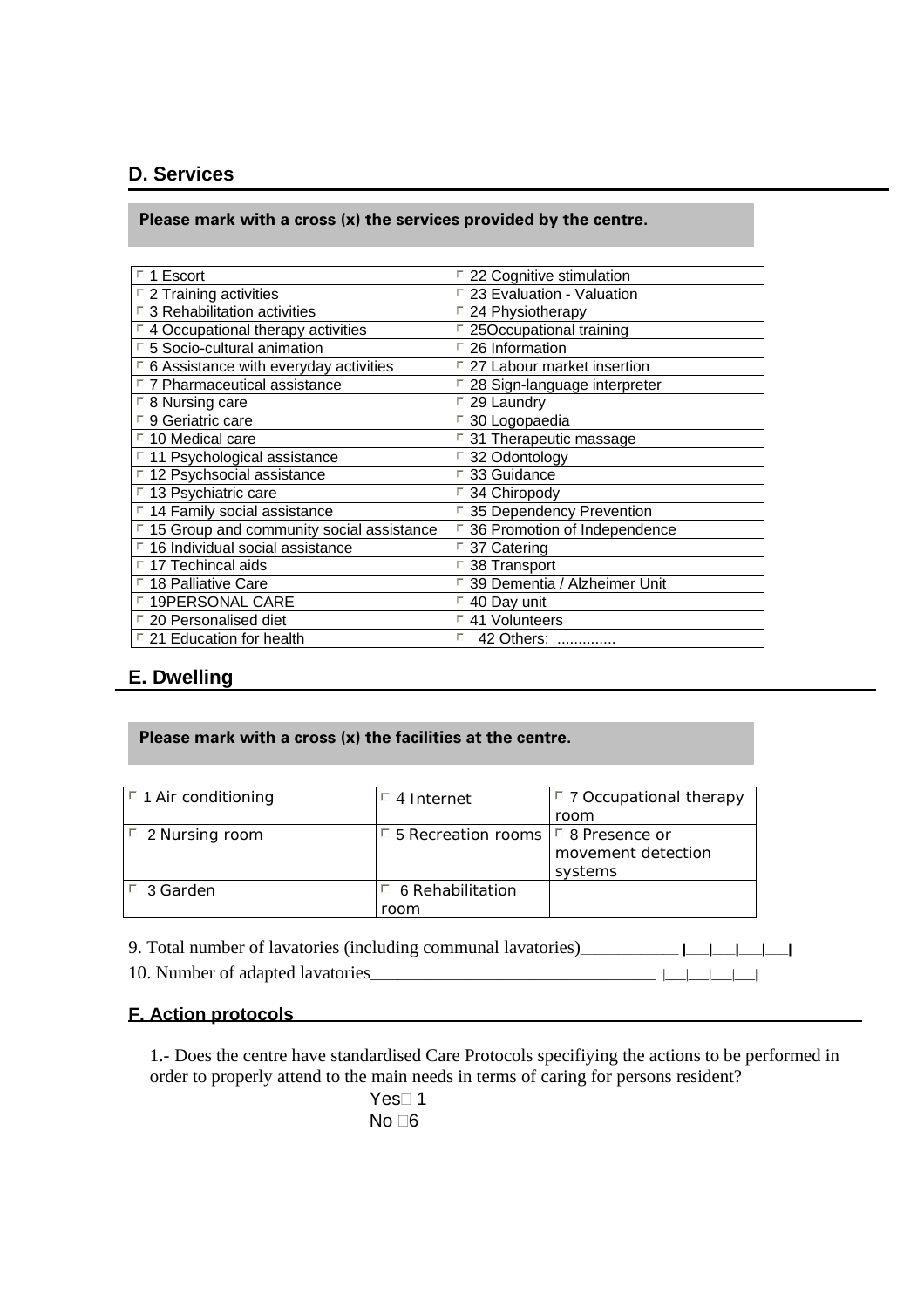## D. Services

**Please mark with a cross (x) the services provided by the centre.**

| | |
|---|---|
| ☐ 1 Escort | ☐ 22 Cognitive stimulation |
| ☐ 2 Training activities | ☐ 23 Evaluation - Valuation |
| ☐ 3 Rehabilitation activities | ☐ 24 Physiotherapy |
| ☐ 4 Occupational therapy activities | ☐ 25Occupational training |
| ☐ 5 Socio-cultural animation | ☐ 26 Information |
| ☐ 6 Assistance with everyday activities | ☐ 27 Labour market insertion |
| ☐ 7 Pharmaceutical assistance | ☐ 28 Sign-language interpreter |
| ☐ 8 Nursing care | ☐ 29 Laundry |
| ☐ 9 Geriatric care | ☐ 30 Logopaedia |
| ☐ 10 Medical care | ☐ 31 Therapeutic massage |
| ☐ 11 Psychological assistance | ☐ 32 Odontology |
| ☐ 12 Psychsocial assistance | ☐ 33 Guidance |
| ☐ 13 Psychiatric care | ☐ 34 Chiropody |
| ☐ 14 Family social assistance | ☐ 35 Dependency Prevention |
| ☐ 15 Group and community social assistance | ☐ 36 Promotion of Independence |
| ☐ 16 Individual social assistance | ☐ 37 Catering |
| ☐ 17 Techincal aids | ☐ 38 Transport |
| ☐ 18 Palliative Care | ☐ 39 Dementia / Alzheimer Unit |
| ☐ 19PERSONAL CARE | ☐ 40 Day unit |
| ☐ 20 Personalised diet | ☐ 41 Volunteers |
| ☐ 21 Education for health | ☐ 42 Others: ............. |

## E. Dwelling

**Please mark with a cross (x) the facilities at the centre.**

| | | |
|---|---|---|
| ☐ 1 Air conditioning | ☐ 4 Internet | ☐ 7 Occupational therapy room |
| ☐ 2 Nursing room | ☐ 5 Recreation rooms | ☐ 8 Presence or movement detection systems |
| ☐ 3 Garden | ☐ 6 Rehabilitation room | |

9. Total number of lavatories (including communal lavatories)____________ |__|__|__|__|

10. Number of adapted lavatories________________________________ |__|__|__|__|

## F. Action protocols

1.- Does the centre have standardised Care Protocols specifiying the actions to be performed in order to properly attend to the main needs in terms of caring for persons resident?

Yes☐ 1

No ☐6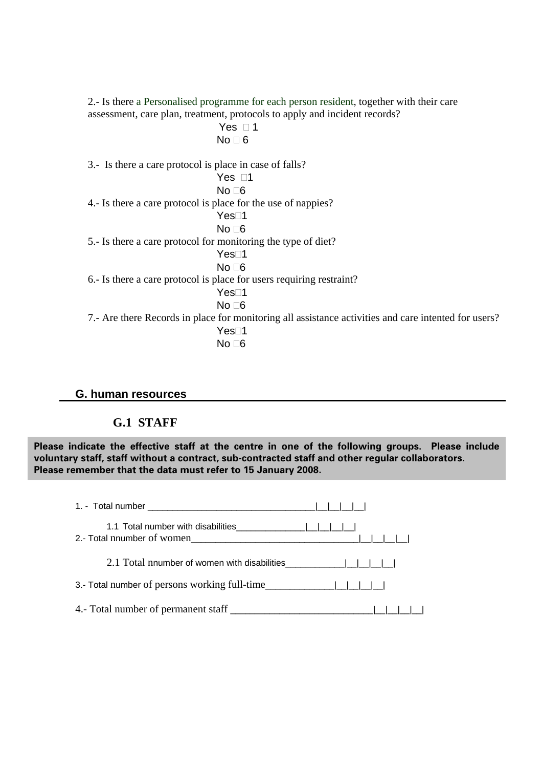2.- Is there a Personalised programme for each person resident, together with their care assessment, care plan, treatment, protocols to apply and incident records?

Yes □ 1
No □ 6

3.- Is there a care protocol is place in case of falls?

Yes □1
No □6

4.- Is there a care protocol is place for the use of nappies?

Yes□1
No □6

5.- Is there a care protocol for monitoring the type of diet?

Yes□1
No □6

6.- Is there a care protocol is place for users requiring restraint?

Yes□1
No □6

7.- Are there Records in place for monitoring all assistance activities and care intented for users?

Yes□1
No □6

## G. human resources

### G.1 STAFF

**Please indicate the effective staff at the centre in one of the following groups. Please include voluntary staff, staff without a contract, sub-contracted staff and other regular collaborators. Please remember that the data must refer to 15 January 2008.**

1. - Total number __________________________________|__|__|__|__|

 1.1 Total number with disabilities______________|__|__|__|__|

2.- Total nnumber of women_________________________________|__|__|__|__|

 2.1 Total nnumber of women with disabilities____________|__|__|__|__|

3.- Total number of persons working full-time_____________|__|__|__|__|

4.- Total number of permanent staff ___________________________|__|__|__|__|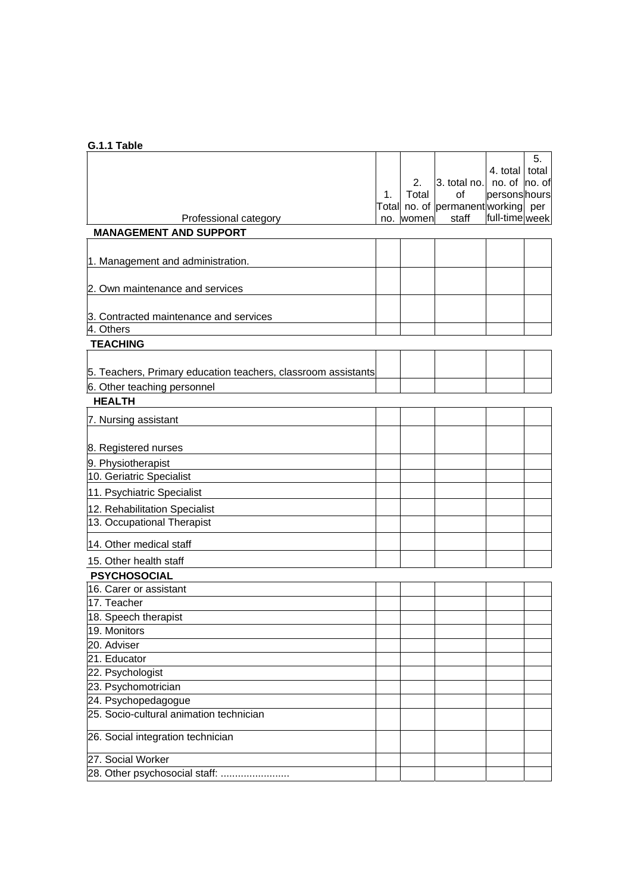**G.1.1 Table**

| Professional category | 1. Total no. | 2. Total no. of women | 3. total no. of permanent staff | 4. total no. of persons working full-time | 5. total no. of hours per week |
|---|---|---|---|---|---|
| **MANAGEMENT AND SUPPORT** | | | | | |
| 1. Management and administration. | | | | | |
| 2. Own maintenance and services | | | | | |
| 3. Contracted maintenance and services | | | | | |
| 4. Others | | | | | |
| **TEACHING** | | | | | |
| 5. Teachers, Primary education teachers, classroom assistants | | | | | |
| 6. Other teaching personnel | | | | | |
| **HEALTH** | | | | | |
| 7. Nursing assistant | | | | | |
| 8. Registered nurses | | | | | |
| 9. Physiotherapist | | | | | |
| 10. Geriatric Specialist | | | | | |
| 11. Psychiatric Specialist | | | | | |
| 12. Rehabilitation Specialist | | | | | |
| 13. Occupational Therapist | | | | | |
| 14. Other medical staff | | | | | |
| 15. Other health staff | | | | | |
| **PSYCHOSOCIAL** | | | | | |
| 16. Carer or assistant | | | | | |
| 17. Teacher | | | | | |
| 18. Speech therapist | | | | | |
| 19. Monitors | | | | | |
| 20. Adviser | | | | | |
| 21. Educator | | | | | |
| 22. Psychologist | | | | | |
| 23. Psychomotrician | | | | | |
| 24. Psychopedagogue | | | | | |
| 25. Socio-cultural animation technician | | | | | |
| 26. Social integration technician | | | | | |
| 27. Social Worker | | | | | |
| 28. Other psychosocial staff: ........................ | | | | | |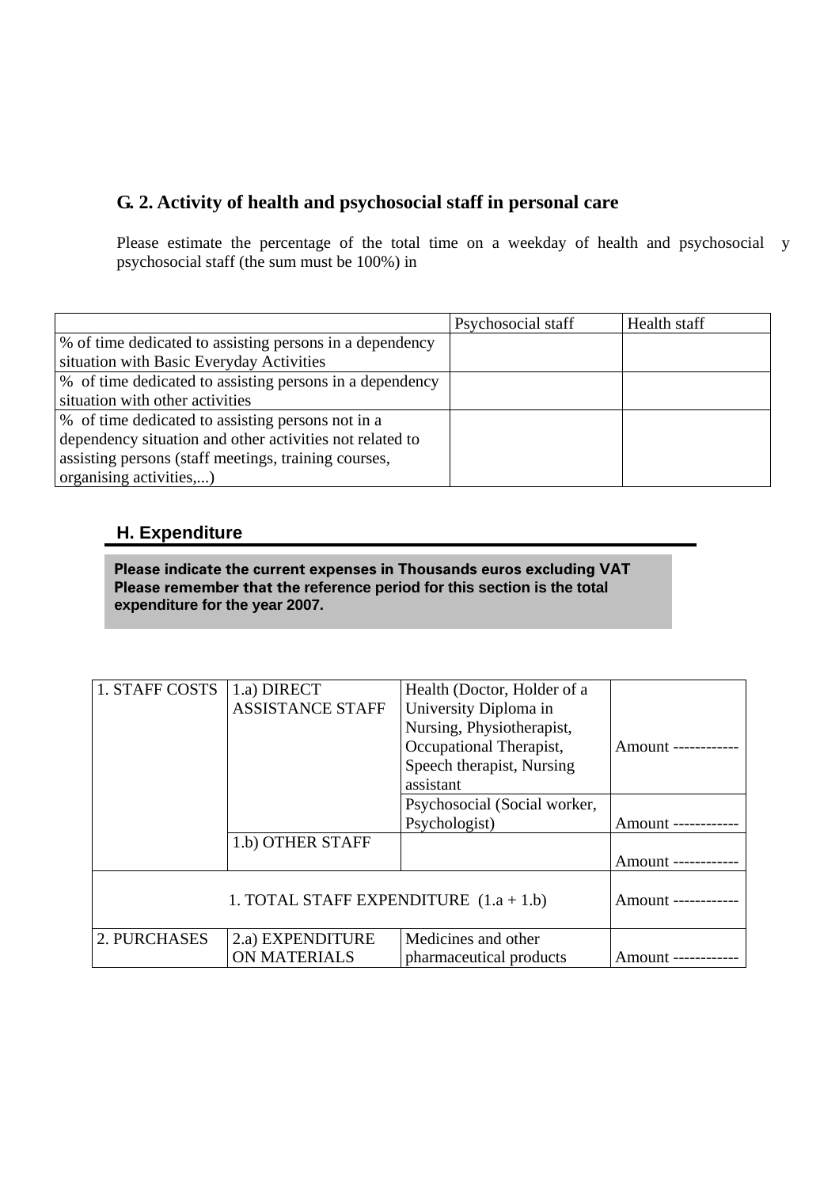## G. 2. Activity of health and psychosocial staff in personal care

Please estimate the percentage of the total time on a weekday of health and psychosocial y psychosocial staff (the sum must be 100%) in

| | Psychosocial staff | Health staff |
|---|---|---|
| % of time dedicated to assisting persons in a dependency situation with Basic Everyday Activities | | |
| % of time dedicated to assisting persons in a dependency situation with other activities | | |
| % of time dedicated to assisting persons not in a dependency situation and other activities not related to assisting persons (staff meetings, training courses, organising activities,...) | | |

## H. Expenditure

**Please indicate the current expenses in Thousands euros excluding VAT**
**Please remember that the reference period for this section is the total expenditure for the year 2007.**

| | | | |
|---|---|---|---|
| 1. STAFF COSTS | 1.a) DIRECT ASSISTANCE STAFF | Health (Doctor, Holder of a University Diploma in Nursing, Physiotherapist, Occupational Therapist, Speech therapist, Nursing assistant | Amount ------------ |
| | | Psychosocial (Social worker, Psychologist) | Amount ------------ |
| | 1.b) OTHER STAFF | | Amount ------------ |
| 1. TOTAL STAFF EXPENDITURE (1.a + 1.b) | | | Amount ------------ |
| 2. PURCHASES | 2.a) EXPENDITURE ON MATERIALS | Medicines and other pharmaceutical products | Amount ------------ |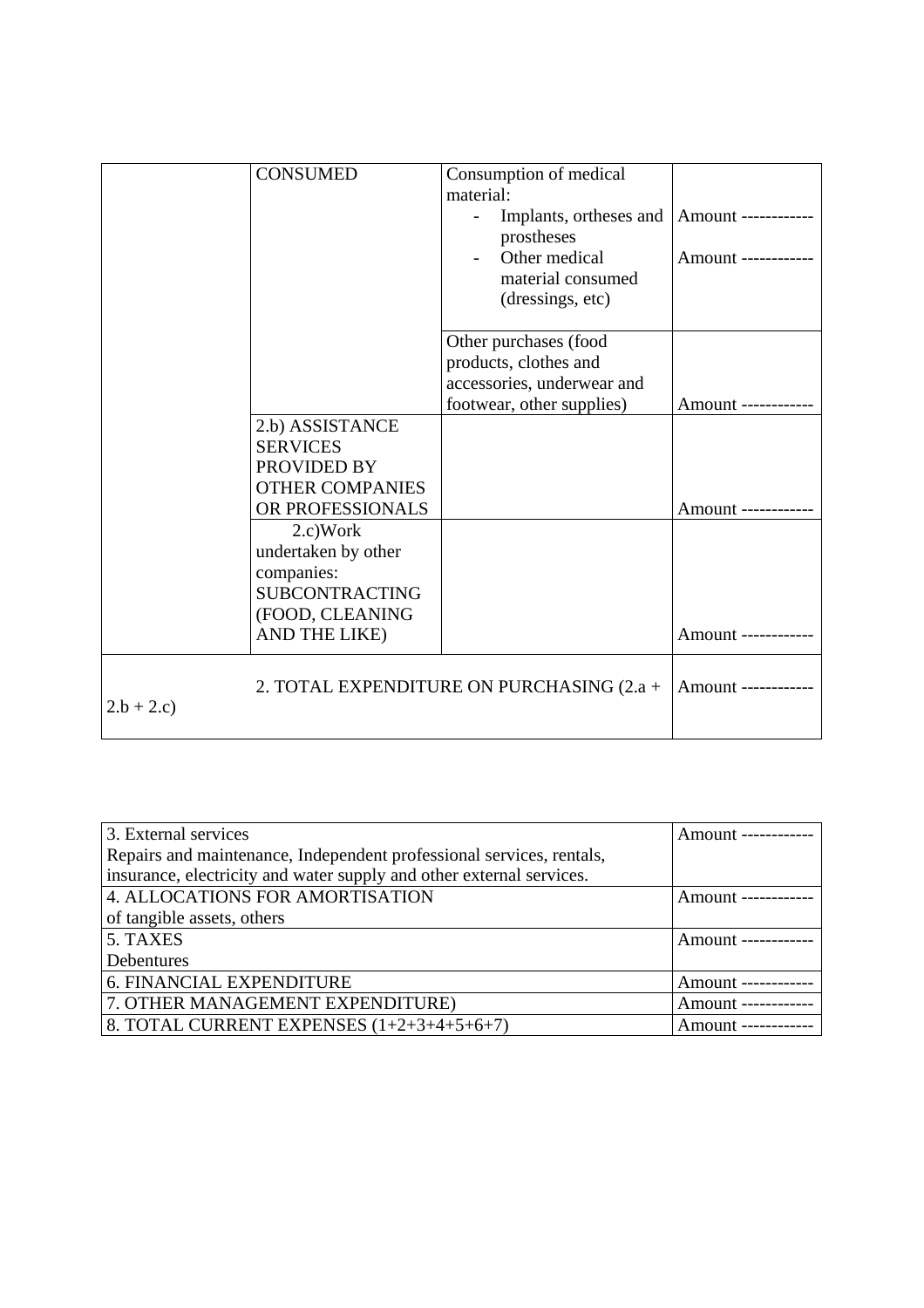| | | | |
|---|---|---|---|
| | CONSUMED | Consumption of medical material:<br>- Implants, ortheses and prostheses<br>- Other medical material consumed (dressings, etc) | <br><br>Amount ------------<br>Amount ------------ |
| | | Other purchases (food products, clothes and accessories, underwear and footwear, other supplies) | Amount ------------ |
| | 2.b) ASSISTANCE SERVICES PROVIDED BY OTHER COMPANIES OR PROFESSIONALS | | Amount ------------ |
| | 2.c)Work undertaken by other companies: SUBCONTRACTING (FOOD, CLEANING AND THE LIKE) | | Amount ------------ |
| 2. TOTAL EXPENDITURE ON PURCHASING (2.a + 2.b + 2.c) | | | Amount ------------ |

| | |
|---|---|
| 3. External services<br>Repairs and maintenance, Independent professional services, rentals, insurance, electricity and water supply and other external services. | Amount ------------ |
| 4. ALLOCATIONS FOR AMORTISATION<br>of tangible assets, others | Amount ------------ |
| 5. TAXES<br>Debentures | Amount ------------ |
| 6. FINANCIAL EXPENDITURE | Amount ------------ |
| 7. OTHER MANAGEMENT EXPENDITURE) | Amount ------------ |
| 8. TOTAL CURRENT EXPENSES (1+2+3+4+5+6+7) | Amount ------------ |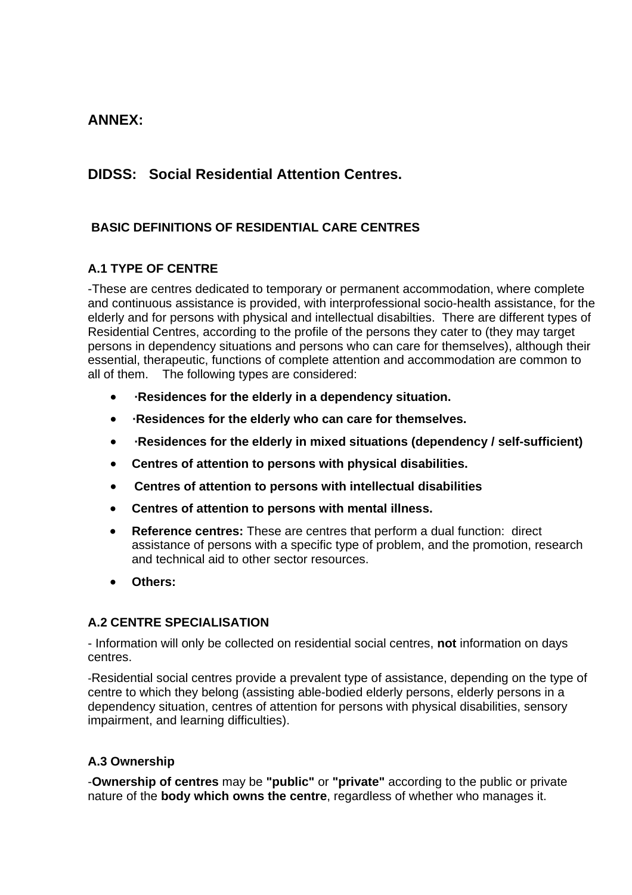## ANNEX:

## DIDSS: Social Residential Attention Centres.

### BASIC DEFINITIONS OF RESIDENTIAL CARE CENTRES

#### A.1 TYPE OF CENTRE

-These are centres dedicated to temporary or permanent accommodation, where complete and continuous assistance is provided, with interprofessional socio-health assistance, for the elderly and for persons with physical and intellectual disabilties. There are different types of Residential Centres, according to the profile of the persons they cater to (they may target persons in dependency situations and persons who can care for themselves), although their essential, therapeutic, functions of complete attention and accommodation are common to all of them. The following types are considered:

- **·Residences for the elderly in a dependency situation.**
- **·Residences for the elderly who can care for themselves.**
- **·Residences for the elderly in mixed situations (dependency / self-sufficient)**
- **Centres of attention to persons with physical disabilities.**
- **Centres of attention to persons with intellectual disabilities**
- **Centres of attention to persons with mental illness.**
- **Reference centres:** These are centres that perform a dual function: direct assistance of persons with a specific type of problem, and the promotion, research and technical aid to other sector resources.
- **Others:**

#### A.2 CENTRE SPECIALISATION

- Information will only be collected on residential social centres, **not** information on days centres.

-Residential social centres provide a prevalent type of assistance, depending on the type of centre to which they belong (assisting able-bodied elderly persons, elderly persons in a dependency situation, centres of attention for persons with physical disabilities, sensory impairment, and learning difficulties).

#### A.3 Ownership

-**Ownership of centres** may be **"public"** or **"private"** according to the public or private nature of the **body which owns the centre**, regardless of whether who manages it.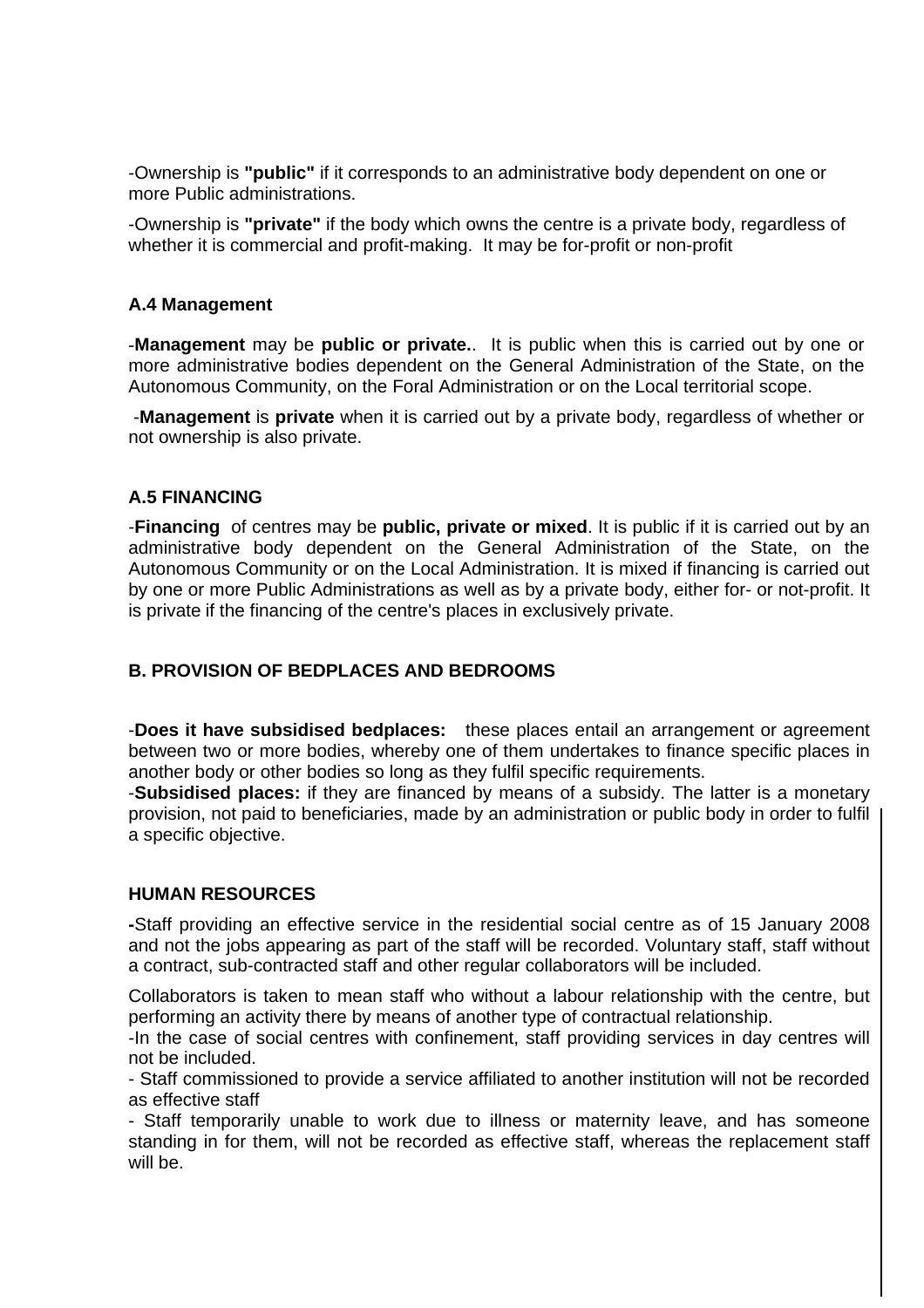-Ownership is **"public"** if it corresponds to an administrative body dependent on one or more Public administrations.

-Ownership is **"private"** if the body which owns the centre is a private body, regardless of whether it is commercial and profit-making. It may be for-profit or non-profit

### A.4 Management

-**Management** may be **public or private.**. It is public when this is carried out by one or more administrative bodies dependent on the General Administration of the State, on the Autonomous Community, on the Foral Administration or on the Local territorial scope.

-**Management** is **private** when it is carried out by a private body, regardless of whether or not ownership is also private.

### A.5 FINANCING

-**Financing** of centres may be **public, private or mixed**. It is public if it is carried out by an administrative body dependent on the General Administration of the State, on the Autonomous Community or on the Local Administration. It is mixed if financing is carried out by one or more Public Administrations as well as by a private body, either for- or not-profit. It is private if the financing of the centre's places in exclusively private.

## B. PROVISION OF BEDPLACES AND BEDROOMS

-**Does it have subsidised bedplaces:** these places entail an arrangement or agreement between two or more bodies, whereby one of them undertakes to finance specific places in another body or other bodies so long as they fulfil specific requirements.
-**Subsidised places:** if they are financed by means of a subsidy. The latter is a monetary provision, not paid to beneficiaries, made by an administration or public body in order to fulfil a specific objective.

## HUMAN RESOURCES

**-**Staff providing an effective service in the residential social centre as of 15 January 2008 and not the jobs appearing as part of the staff will be recorded. Voluntary staff, staff without a contract, sub-contracted staff and other regular collaborators will be included.

Collaborators is taken to mean staff who without a labour relationship with the centre, but performing an activity there by means of another type of contractual relationship.
-In the case of social centres with confinement, staff providing services in day centres will not be included.
- Staff commissioned to provide a service affiliated to another institution will not be recorded as effective staff
- Staff temporarily unable to work due to illness or maternity leave, and has someone standing in for them, will not be recorded as effective staff, whereas the replacement staff will be.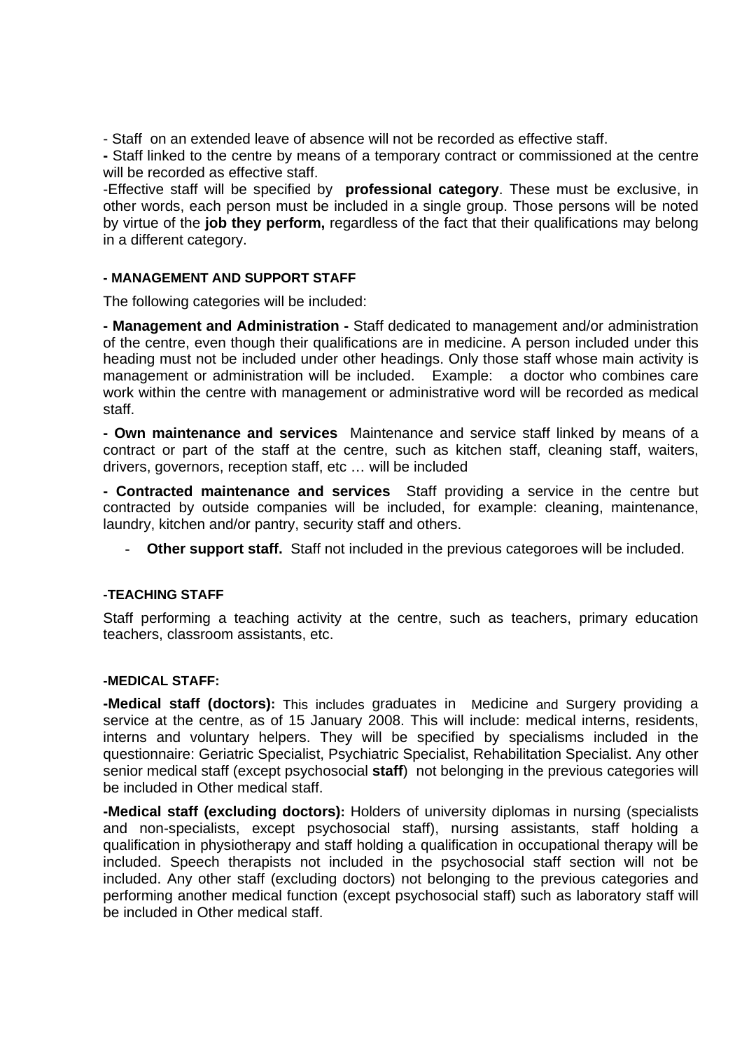- Staff on an extended leave of absence will not be recorded as effective staff.

**-** Staff linked to the centre by means of a temporary contract or commissioned at the centre will be recorded as effective staff.

-Effective staff will be specified by **professional category**. These must be exclusive, in other words, each person must be included in a single group. Those persons will be noted by virtue of the **job they perform,** regardless of the fact that their qualifications may belong in a different category.

#### - MANAGEMENT AND SUPPORT STAFF

The following categories will be included:

**- Management and Administration -** Staff dedicated to management and/or administration of the centre, even though their qualifications are in medicine. A person included under this heading must not be included under other headings. Only those staff whose main activity is management or administration will be included. Example: a doctor who combines care work within the centre with management or administrative word will be recorded as medical staff.

**- Own maintenance and services** Maintenance and service staff linked by means of a contract or part of the staff at the centre, such as kitchen staff, cleaning staff, waiters, drivers, governors, reception staff, etc … will be included

**- Contracted maintenance and services** Staff providing a service in the centre but contracted by outside companies will be included, for example: cleaning, maintenance, laundry, kitchen and/or pantry, security staff and others.

- **Other support staff.** Staff not included in the previous categoroes will be included.

#### -TEACHING STAFF

Staff performing a teaching activity at the centre, such as teachers, primary education teachers, classroom assistants, etc.

#### -MEDICAL STAFF:

**-Medical staff (doctors):** This includes graduates in Medicine and Surgery providing a service at the centre, as of 15 January 2008. This will include: medical interns, residents, interns and voluntary helpers. They will be specified by specialisms included in the questionnaire: Geriatric Specialist, Psychiatric Specialist, Rehabilitation Specialist. Any other senior medical staff (except psychosocial **staff**) not belonging in the previous categories will be included in Other medical staff.

**-Medical staff (excluding doctors):** Holders of university diplomas in nursing (specialists and non-specialists, except psychosocial staff), nursing assistants, staff holding a qualification in physiotherapy and staff holding a qualification in occupational therapy will be included. Speech therapists not included in the psychosocial staff section will not be included. Any other staff (excluding doctors) not belonging to the previous categories and performing another medical function (except psychosocial staff) such as laboratory staff will be included in Other medical staff.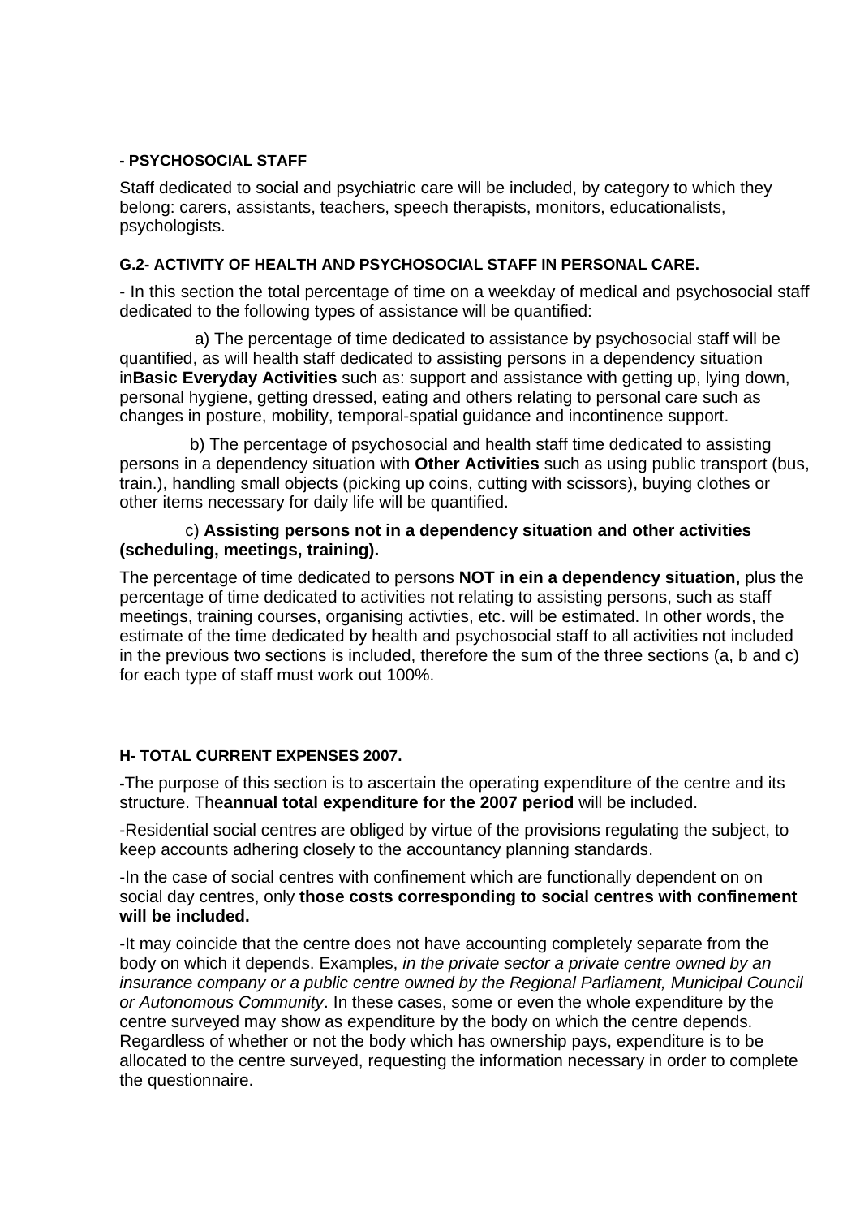**- PSYCHOSOCIAL STAFF**

Staff dedicated to social and psychiatric care will be included, by category to which they belong: carers, assistants, teachers, speech therapists, monitors, educationalists, psychologists.

**G.2- ACTIVITY OF HEALTH AND PSYCHOSOCIAL STAFF IN PERSONAL CARE.**

- In this section the total percentage of time on a weekday of medical and psychosocial staff dedicated to the following types of assistance will be quantified:

a) The percentage of time dedicated to assistance by psychosocial staff will be quantified, as will health staff dedicated to assisting persons in a dependency situation in**Basic Everyday Activities** such as: support and assistance with getting up, lying down, personal hygiene, getting dressed, eating and others relating to personal care such as changes in posture, mobility, temporal-spatial guidance and incontinence support.

b) The percentage of psychosocial and health staff time dedicated to assisting persons in a dependency situation with **Other Activities** such as using public transport (bus, train.), handling small objects (picking up coins, cutting with scissors), buying clothes or other items necessary for daily life will be quantified.

c) **Assisting persons not in a dependency situation and other activities (scheduling, meetings, training).**

The percentage of time dedicated to persons **NOT in ein a dependency situation,** plus the percentage of time dedicated to activities not relating to assisting persons, such as staff meetings, training courses, organising activties, etc. will be estimated. In other words, the estimate of the time dedicated by health and psychosocial staff to all activities not included in the previous two sections is included, therefore the sum of the three sections (a, b and c) for each type of staff must work out 100%.

**H- TOTAL CURRENT EXPENSES 2007.**

**-**The purpose of this section is to ascertain the operating expenditure of the centre and its structure. The**annual total expenditure for the 2007 period** will be included.

-Residential social centres are obliged by virtue of the provisions regulating the subject, to keep accounts adhering closely to the accountancy planning standards.

-In the case of social centres with confinement which are functionally dependent on on social day centres, only **those costs corresponding to social centres with confinement will be included.**

-It may coincide that the centre does not have accounting completely separate from the body on which it depends. Examples, *in the private sector a private centre owned by an insurance company or a public centre owned by the Regional Parliament, Municipal Council or Autonomous Community*. In these cases, some or even the whole expenditure by the centre surveyed may show as expenditure by the body on which the centre depends. Regardless of whether or not the body which has ownership pays, expenditure is to be allocated to the centre surveyed, requesting the information necessary in order to complete the questionnaire.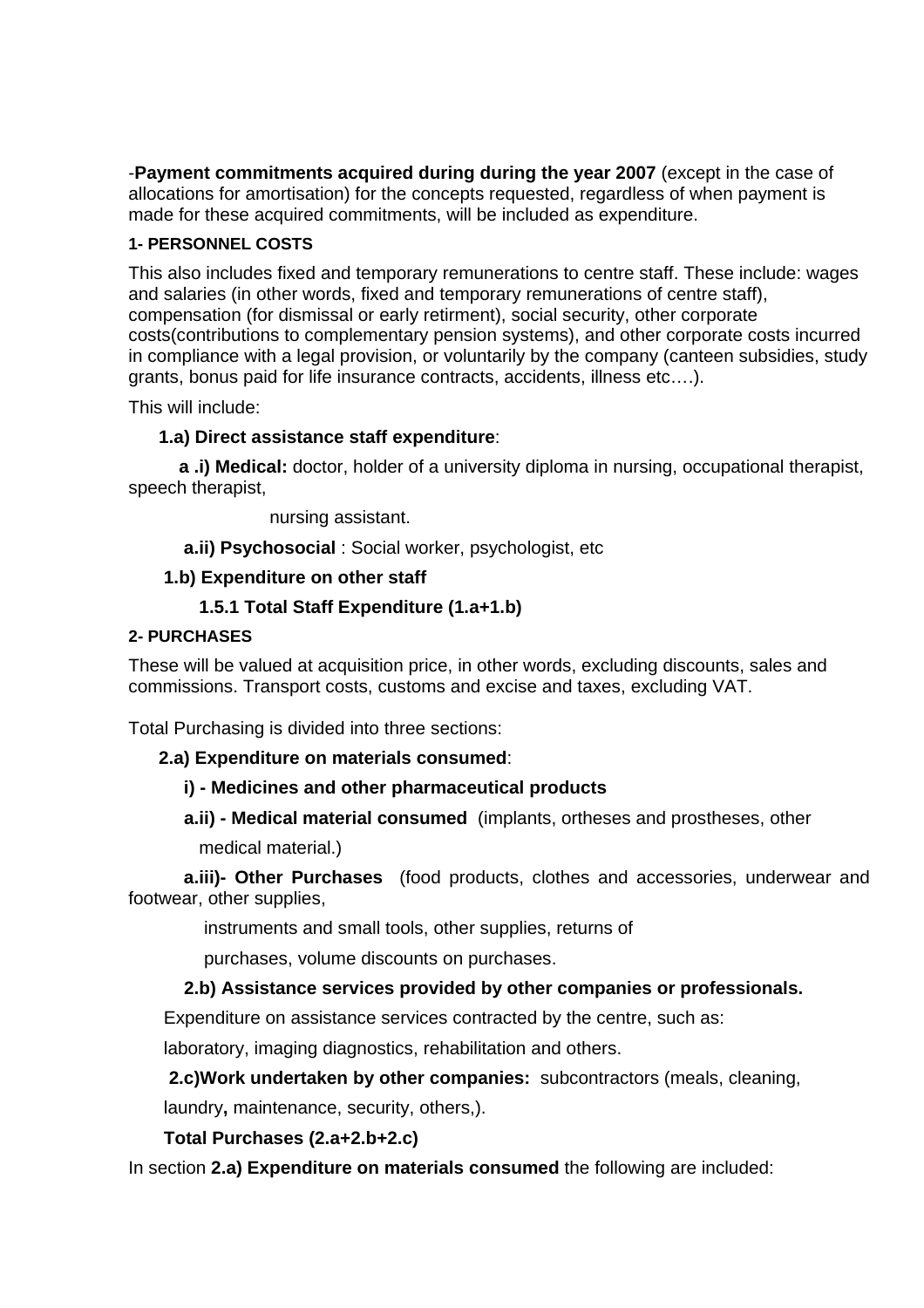-**Payment commitments acquired during during the year 2007** (except in the case of allocations for amortisation) for the concepts requested, regardless of when payment is made for these acquired commitments, will be included as expenditure.

**1- PERSONNEL COSTS**

This also includes fixed and temporary remunerations to centre staff. These include: wages and salaries (in other words, fixed and temporary remunerations of centre staff), compensation (for dismissal or early retirment), social security, other corporate costs(contributions to complementary pension systems), and other corporate costs incurred in compliance with a legal provision, or voluntarily by the company (canteen subsidies, study grants, bonus paid for life insurance contracts, accidents, illness etc….).

This will include:

**1.a) Direct assistance staff expenditure**:

**a .i) Medical:** doctor, holder of a university diploma in nursing, occupational therapist, speech therapist,

nursing assistant.

**a.ii) Psychosocial** : Social worker, psychologist, etc

**1.b) Expenditure on other staff**

**1.5.1 Total Staff Expenditure (1.a+1.b)**

**2- PURCHASES**

These will be valued at acquisition price, in other words, excluding discounts, sales and commissions. Transport costs, customs and excise and taxes, excluding VAT.

Total Purchasing is divided into three sections:

**2.a) Expenditure on materials consumed**:

**i) - Medicines and other pharmaceutical products**

**a.ii) - Medical material consumed** (implants, ortheses and prostheses, other medical material.)

**a.iii)- Other Purchases** (food products, clothes and accessories, underwear and footwear, other supplies,

instruments and small tools, other supplies, returns of

purchases, volume discounts on purchases.

**2.b) Assistance services provided by other companies or professionals.**

Expenditure on assistance services contracted by the centre, such as:

laboratory, imaging diagnostics, rehabilitation and others.

**2.c)Work undertaken by other companies:** subcontractors (meals, cleaning, laundry**,** maintenance, security, others,).

**Total Purchases (2.a+2.b+2.c)**

In section **2.a) Expenditure on materials consumed** the following are included: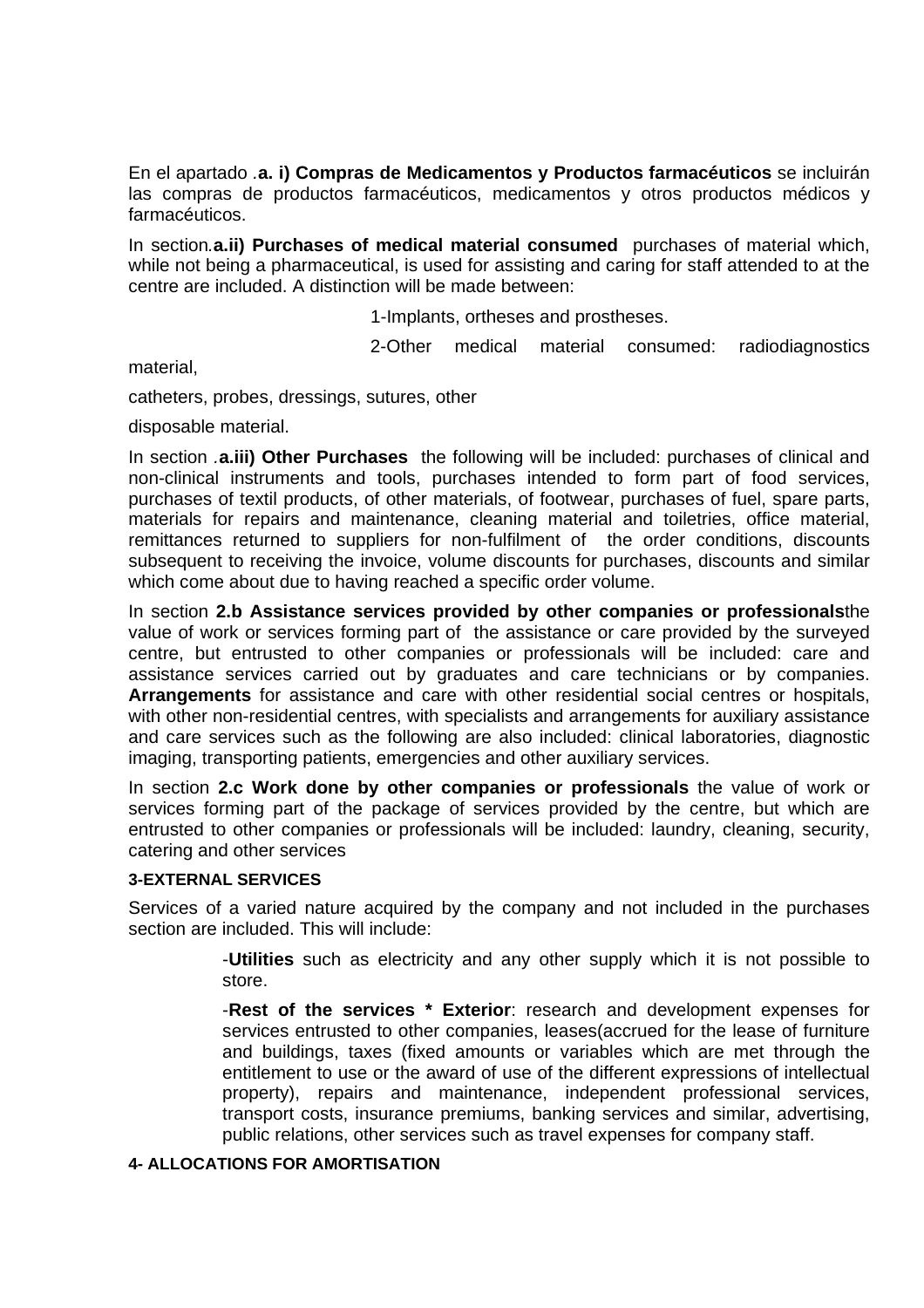En el apartado .**a. i) Compras de Medicamentos y Productos farmacéuticos** se incluirán las compras de productos farmacéuticos, medicamentos y otros productos médicos y farmacéuticos.

In section.**a.ii) Purchases of medical material consumed** purchases of material which, while not being a pharmaceutical, is used for assisting and caring for staff attended to at the centre are included. A distinction will be made between:

1-Implants, ortheses and prostheses.

2-Other medical material consumed: radiodiagnostics material,

catheters, probes, dressings, sutures, other

disposable material.

In section .**a.iii) Other Purchases** the following will be included: purchases of clinical and non-clinical instruments and tools, purchases intended to form part of food services, purchases of textil products, of other materials, of footwear, purchases of fuel, spare parts, materials for repairs and maintenance, cleaning material and toiletries, office material, remittances returned to suppliers for non-fulfilment of the order conditions, discounts subsequent to receiving the invoice, volume discounts for purchases, discounts and similar which come about due to having reached a specific order volume.

In section **2.b Assistance services provided by other companies or professionals**the value of work or services forming part of the assistance or care provided by the surveyed centre, but entrusted to other companies or professionals will be included: care and assistance services carried out by graduates and care technicians or by companies. **Arrangements** for assistance and care with other residential social centres or hospitals, with other non-residential centres, with specialists and arrangements for auxiliary assistance and care services such as the following are also included: clinical laboratories, diagnostic imaging, transporting patients, emergencies and other auxiliary services.

In section **2.c Work done by other companies or professionals** the value of work or services forming part of the package of services provided by the centre, but which are entrusted to other companies or professionals will be included: laundry, cleaning, security, catering and other services

#### 3-EXTERNAL SERVICES

Services of a varied nature acquired by the company and not included in the purchases section are included. This will include:

-**Utilities** such as electricity and any other supply which it is not possible to store.

-**Rest of the services * Exterior**: research and development expenses for services entrusted to other companies, leases(accrued for the lease of furniture and buildings, taxes (fixed amounts or variables which are met through the entitlement to use or the award of use of the different expressions of intellectual property), repairs and maintenance, independent professional services, transport costs, insurance premiums, banking services and similar, advertising, public relations, other services such as travel expenses for company staff.

#### 4- ALLOCATIONS FOR AMORTISATION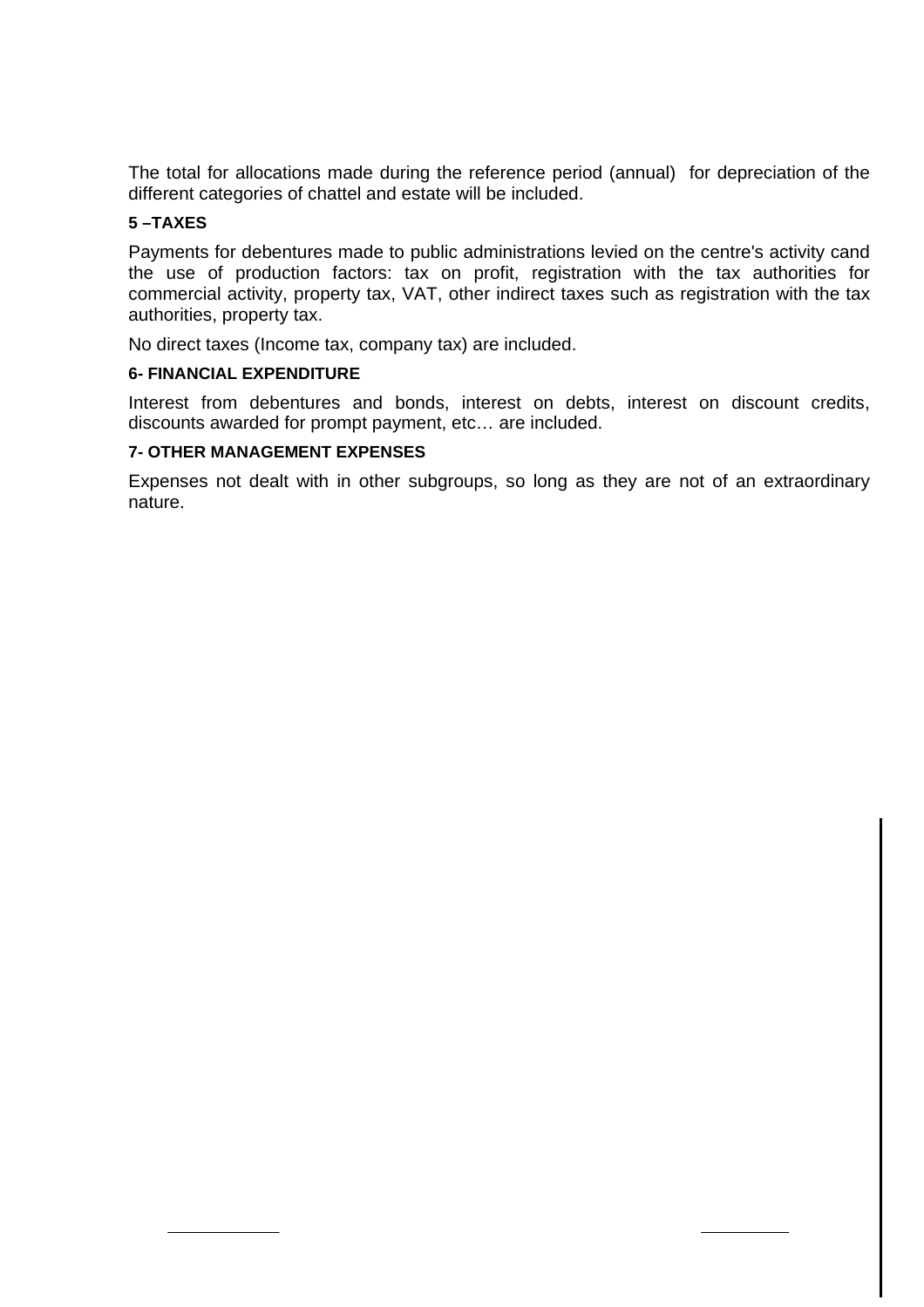The total for allocations made during the reference period (annual) for depreciation of the different categories of chattel and estate will be included.

**5 –TAXES**

Payments for debentures made to public administrations levied on the centre's activity cand the use of production factors: tax on profit, registration with the tax authorities for commercial activity, property tax, VAT, other indirect taxes such as registration with the tax authorities, property tax.

No direct taxes (Income tax, company tax) are included.

**6- FINANCIAL EXPENDITURE**

Interest from debentures and bonds, interest on debts, interest on discount credits, discounts awarded for prompt payment, etc… are included.

**7- OTHER MANAGEMENT EXPENSES**

Expenses not dealt with in other subgroups, so long as they are not of an extraordinary nature.